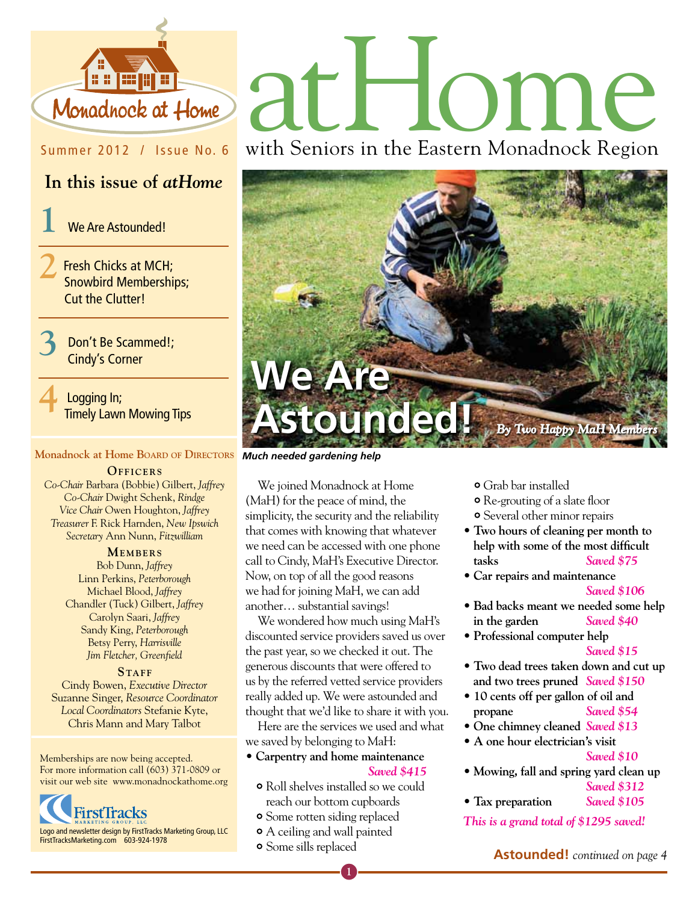# atHome

with Seniors in the Eastern Monadnock Region

Monadnock at Home

Summer 2012 / Issue No. 6

## In this issue of *atHome*

1 We Are Astounded!

2 Fresh Chicks at MCH; Snowbird Memberships; Cut the Clutter!

3 Don't Be Scammed!; Cindy's Corner

4 Logging In; Timely Lawn Mowing Tips

### Monadnock at Home Board of Directors

**Officers**

*Co-Chair* Barbara (Bobbie) Gilbert, *Jaffrey*
*Co-Chair* Dwight Schenk, *Rindge*
*Vice Chair* Owen Houghton, *Jaffrey*
*Treasurer* F. Rick Harnden, *New Ipswich*
*Secretary* Ann Nunn, *Fitzwilliam*

**Members**

Bob Dunn, *Jaffrey*
Linn Perkins, *Peterborough*
Michael Blood, *Jaffrey*
Chandler (Tuck) Gilbert, *Jaffrey*
Carolyn Saari, *Jaffrey*
Sandy King, *Peterborough*
Betsy Perry, *Harrisville*
*Jim Fletcher, Greenfield*

**Staff**

Cindy Bowen, *Executive Director*
Suzanne Singer, *Resource Coordinator*
*Local Coordinators* Stefanie Kyte, Chris Mann and Mary Talbot

Memberships are now being accepted.
For more information call (603) 371-0809 or visit our web site www.monadnockathome.org

FirstTracks Marketing Group, LLC
Logo and newsletter design by FirstTracks Marketing Group, LLC
FirstTracksMarketing.com 603-924-1978

# We Are Astounded!

*By Two Happy MaH Members*

***Much needed gardening help***

We joined Monadnock at Home (MaH) for the peace of mind, the simplicity, the security and the reliability that comes with knowing that whatever we need can be accessed with one phone call to Cindy, MaH's Executive Director. Now, on top of all the good reasons we had for joining MaH, we can add another… substantial savings!

We wondered how much using MaH's discounted service providers saved us over the past year, so we checked it out. The generous discounts that were offered to us by the referred vetted service providers really added up. We were astounded and thought that we'd like to share it with you.

Here are the services we used and what we saved by belonging to MaH:

- **Carpentry and home maintenance** *Saved $415*
  - Roll shelves installed so we could reach our bottom cupboards
  - Some rotten siding replaced
  - A ceiling and wall painted
  - Some sills replaced
  - Grab bar installed
  - Re-grouting of a slate floor
  - Several other minor repairs
- **Two hours of cleaning per month to help with some of the most difficult tasks** *Saved $75*
- **Car repairs and maintenance** *Saved $106*
- **Bad backs meant we needed some help in the garden** *Saved $40*
- **Professional computer help** *Saved $15*
- **Two dead trees taken down and cut up and two trees pruned** *Saved $150*
- **10 cents off per gallon of oil and propane** *Saved $54*
- **One chimney cleaned** *Saved $13*
- **A one hour electrician's visit** *Saved $10*
- **Mowing, fall and spring yard clean up** *Saved $312*
- **Tax preparation** *Saved $105*

*This is a grand total of $1295 saved!*

**Astounded!** *continued on page 4*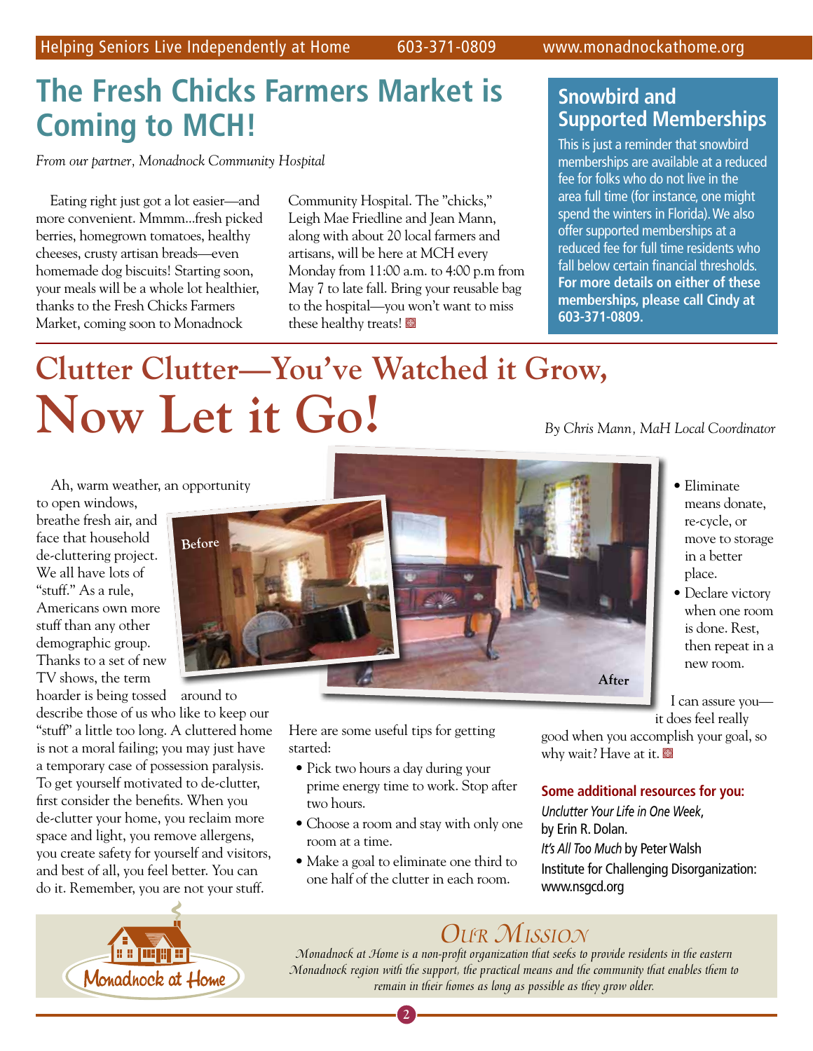# The Fresh Chicks Farmers Market is Coming to MCH!

*From our partner, Monadnock Community Hospital*

Eating right just got a lot easier—and more convenient. Mmmm...fresh picked berries, homegrown tomatoes, healthy cheeses, crusty artisan breads—even homemade dog biscuits! Starting soon, your meals will be a whole lot healthier, thanks to the Fresh Chicks Farmers Market, coming soon to Monadnock Community Hospital. The "chicks," Leigh Mae Friedline and Jean Mann, along with about 20 local farmers and artisans, will be here at MCH every Monday from 11:00 a.m. to 4:00 p.m from May 7 to late fall. Bring your reusable bag to the hospital—you won't want to miss these healthy treats!

## Snowbird and Supported Memberships

This is just a reminder that snowbird memberships are available at a reduced fee for folks who do not live in the area full time (for instance, one might spend the winters in Florida). We also offer supported memberships at a reduced fee for full time residents who fall below certain financial thresholds. **For more details on either of these memberships, please call Cindy at 603-371-0809.**

# Clutter Clutter—You've Watched it Grow, Now Let it Go!

*By Chris Mann, MaH Local Coordinator*

Ah, warm weather, an opportunity to open windows, breathe fresh air, and face that household de-cluttering project. We all have lots of "stuff." As a rule, Americans own more stuff than any other demographic group. Thanks to a set of new TV shows, the term hoarder is being tossed around to describe those of us who like to keep our "stuff" a little too long. A cluttered home is not a moral failing; you may just have a temporary case of possession paralysis. To get yourself motivated to de-clutter, first consider the benefits. When you de-clutter your home, you reclaim more space and light, you remove allergens, you create safety for yourself and visitors, and best of all, you feel better. You can do it. Remember, you are not your stuff.

Before

After

Here are some useful tips for getting started:

- Pick two hours a day during your prime energy time to work. Stop after two hours.
- Choose a room and stay with only one room at a time.
- Make a goal to eliminate one third to one half of the clutter in each room.
- Eliminate means donate, re-cycle, or move to storage in a better place.
- Declare victory when one room is done. Rest, then repeat in a new room.

I can assure you—it does feel really good when you accomplish your goal, so why wait? Have at it.

**Some additional resources for you:**

*Unclutter Your Life in One Week*, by Erin R. Dolan.

*It's All Too Much* by Peter Walsh

Institute for Challenging Disorganization: www.nsgcd.org

## Our Mission

*Monadnock at Home is a non-profit organization that seeks to provide residents in the eastern Monadnock region with the support, the practical means and the community that enables them to remain in their homes as long as possible as they grow older.*

Monadnock at Home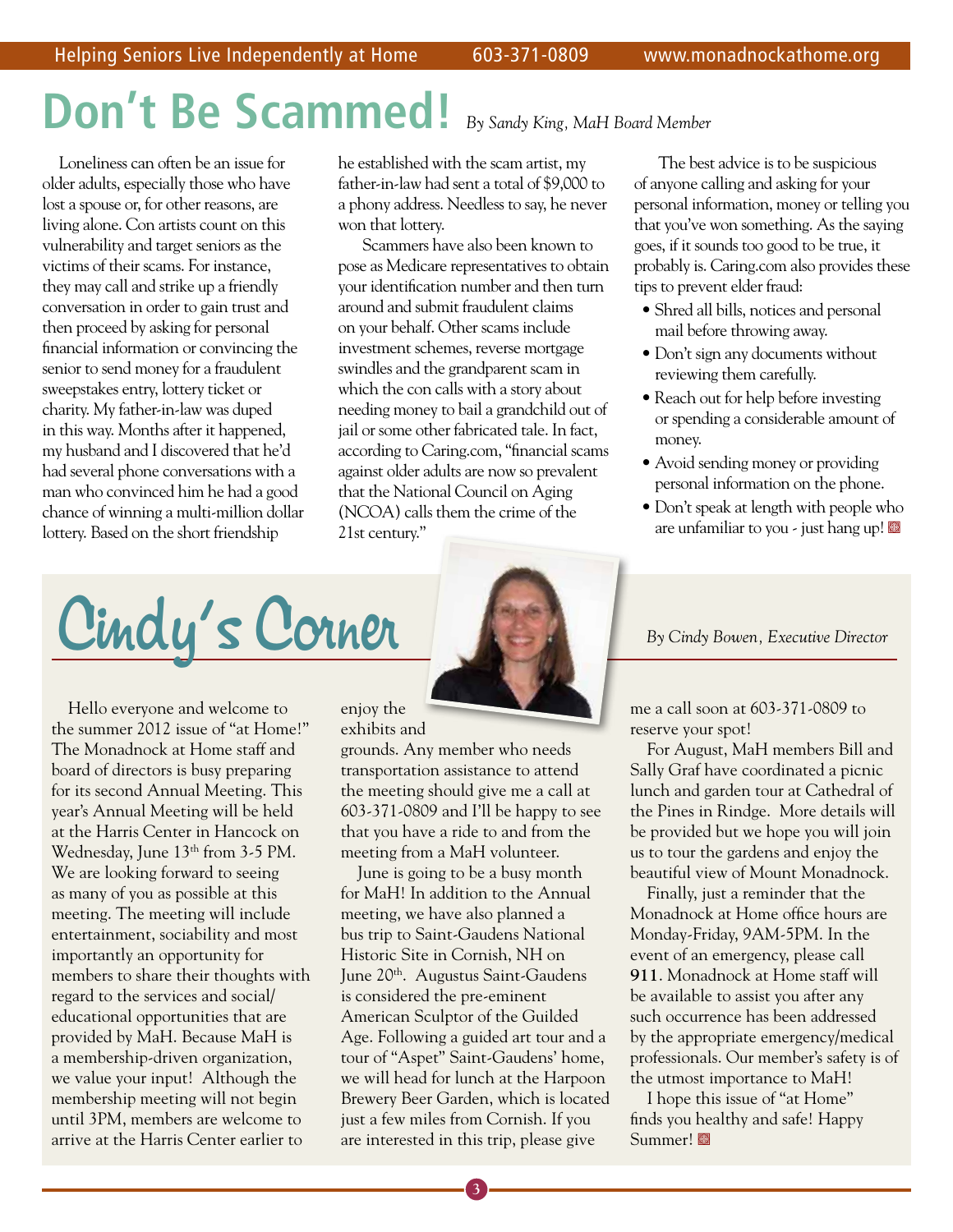# Don't Be Scammed!

*By Sandy King, MaH Board Member*

Loneliness can often be an issue for older adults, especially those who have lost a spouse or, for other reasons, are living alone. Con artists count on this vulnerability and target seniors as the victims of their scams. For instance, they may call and strike up a friendly conversation in order to gain trust and then proceed by asking for personal financial information or convincing the senior to send money for a fraudulent sweepstakes entry, lottery ticket or charity. My father-in-law was duped in this way. Months after it happened, my husband and I discovered that he'd had several phone conversations with a man who convinced him he had a good chance of winning a multi-million dollar lottery. Based on the short friendship he established with the scam artist, my father-in-law had sent a total of $9,000 to a phony address. Needless to say, he never won that lottery.

Scammers have also been known to pose as Medicare representatives to obtain your identification number and then turn around and submit fraudulent claims on your behalf. Other scams include investment schemes, reverse mortgage swindles and the grandparent scam in which the con calls with a story about needing money to bail a grandchild out of jail or some other fabricated tale. In fact, according to Caring.com, "financial scams against older adults are now so prevalent that the National Council on Aging (NCOA) calls them the crime of the 21st century."

The best advice is to be suspicious of anyone calling and asking for your personal information, money or telling you that you've won something. As the saying goes, if it sounds too good to be true, it probably is. Caring.com also provides these tips to prevent elder fraud:

- Shred all bills, notices and personal mail before throwing away.
- Don't sign any documents without reviewing them carefully.
- Reach out for help before investing or spending a considerable amount of money.
- Avoid sending money or providing personal information on the phone.
- Don't speak at length with people who are unfamiliar to you - just hang up!

# Cindy's Corner

*By Cindy Bowen, Executive Director*

Hello everyone and welcome to the summer 2012 issue of "at Home!" The Monadnock at Home staff and board of directors is busy preparing for its second Annual Meeting. This year's Annual Meeting will be held at the Harris Center in Hancock on Wednesday, June 13th from 3-5 PM. We are looking forward to seeing as many of you as possible at this meeting. The meeting will include entertainment, sociability and most importantly an opportunity for members to share their thoughts with regard to the services and social/educational opportunities that are provided by MaH. Because MaH is a membership-driven organization, we value your input! Although the membership meeting will not begin until 3PM, members are welcome to arrive at the Harris Center earlier to enjoy the exhibits and grounds. Any member who needs transportation assistance to attend the meeting should give me a call at 603-371-0809 and I'll be happy to see that you have a ride to and from the meeting from a MaH volunteer.

June is going to be a busy month for MaH! In addition to the Annual meeting, we have also planned a bus trip to Saint-Gaudens National Historic Site in Cornish, NH on June 20th. Augustus Saint-Gaudens is considered the pre-eminent American Sculptor of the Guilded Age. Following a guided art tour and a tour of "Aspet" Saint-Gaudens' home, we will head for lunch at the Harpoon Brewery Beer Garden, which is located just a few miles from Cornish. If you are interested in this trip, please give me a call soon at 603-371-0809 to reserve your spot!

For August, MaH members Bill and Sally Graf have coordinated a picnic lunch and garden tour at Cathedral of the Pines in Rindge. More details will be provided but we hope you will join us to tour the gardens and enjoy the beautiful view of Mount Monadnock.

Finally, just a reminder that the Monadnock at Home office hours are Monday-Friday, 9AM-5PM. In the event of an emergency, please call **911**. Monadnock at Home staff will be available to assist you after any such occurrence has been addressed by the appropriate emergency/medical professionals. Our member's safety is of the utmost importance to MaH!

I hope this issue of "at Home" finds you healthy and safe! Happy Summer!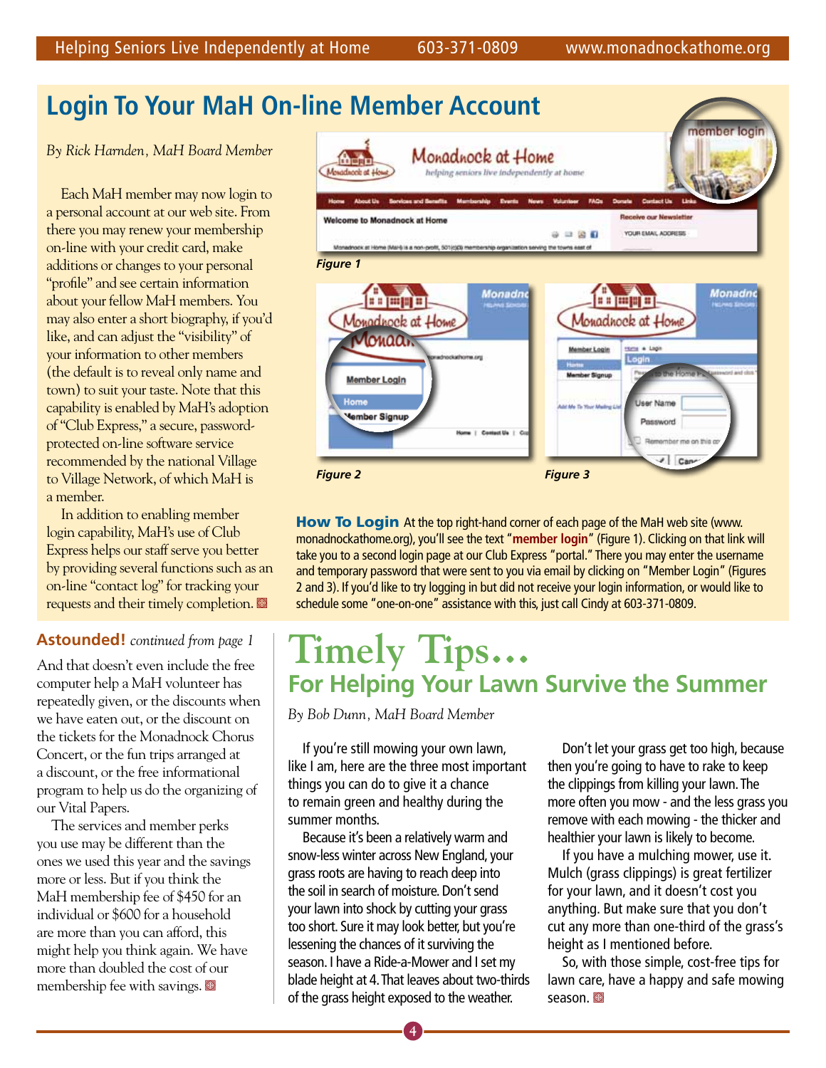## Login To Your MaH On-line Member Account

*By Rick Harnden, MaH Board Member*

Each MaH member may now login to a personal account at our web site. From there you may renew your membership on-line with your credit card, make additions or changes to your personal "profile" and see certain information about your fellow MaH members. You may also enter a short biography, if you'd like, and can adjust the "visibility" of your information to other members (the default is to reveal only name and town) to suit your taste. Note that this capability is enabled by MaH's adoption of "Club Express," a secure, password-protected on-line software service recommended by the national Village to Village Network, of which MaH is a member.

In addition to enabling member login capability, MaH's use of Club Express helps our staff serve you better by providing several functions such as an on-line "contact log" for tracking your requests and their timely completion.

Figure 1

Figure 2

Figure 3

**How To Login** At the top right-hand corner of each page of the MaH web site (www.monadnockathome.org), you'll see the text "**member login**" (Figure 1). Clicking on that link will take you to a second login page at our Club Express "portal." There you may enter the username and temporary password that were sent to you via email by clicking on "Member Login" (Figures 2 and 3). If you'd like to try logging in but did not receive your login information, or would like to schedule some "one-on-one" assistance with this, just call Cindy at 603-371-0809.

**Astounded!** *continued from page 1*

And that doesn't even include the free computer help a MaH volunteer has repeatedly given, or the discounts when we have eaten out, or the discount on the tickets for the Monadnock Chorus Concert, or the fun trips arranged at a discount, or the free informational program to help us do the organizing of our Vital Papers.

The services and member perks you use may be different than the ones we used this year and the savings more or less. But if you think the MaH membership fee of $450 for an individual or $600 for a household are more than you can afford, this might help you think again. We have more than doubled the cost of our membership fee with savings.

# Timely Tips…

## For Helping Your Lawn Survive the Summer

*By Bob Dunn, MaH Board Member*

If you're still mowing your own lawn, like I am, here are the three most important things you can do to give it a chance to remain green and healthy during the summer months.

Because it's been a relatively warm and snow-less winter across New England, your grass roots are having to reach deep into the soil in search of moisture. Don't send your lawn into shock by cutting your grass too short. Sure it may look better, but you're lessening the chances of it surviving the season. I have a Ride-a-Mower and I set my blade height at 4. That leaves about two-thirds of the grass height exposed to the weather.

Don't let your grass get too high, because then you're going to have to rake to keep the clippings from killing your lawn. The more often you mow - and the less grass you remove with each mowing - the thicker and healthier your lawn is likely to become.

If you have a mulching mower, use it. Mulch (grass clippings) is great fertilizer for your lawn, and it doesn't cost you anything. But make sure that you don't cut any more than one-third of the grass's height as I mentioned before.

So, with those simple, cost-free tips for lawn care, have a happy and safe mowing season.